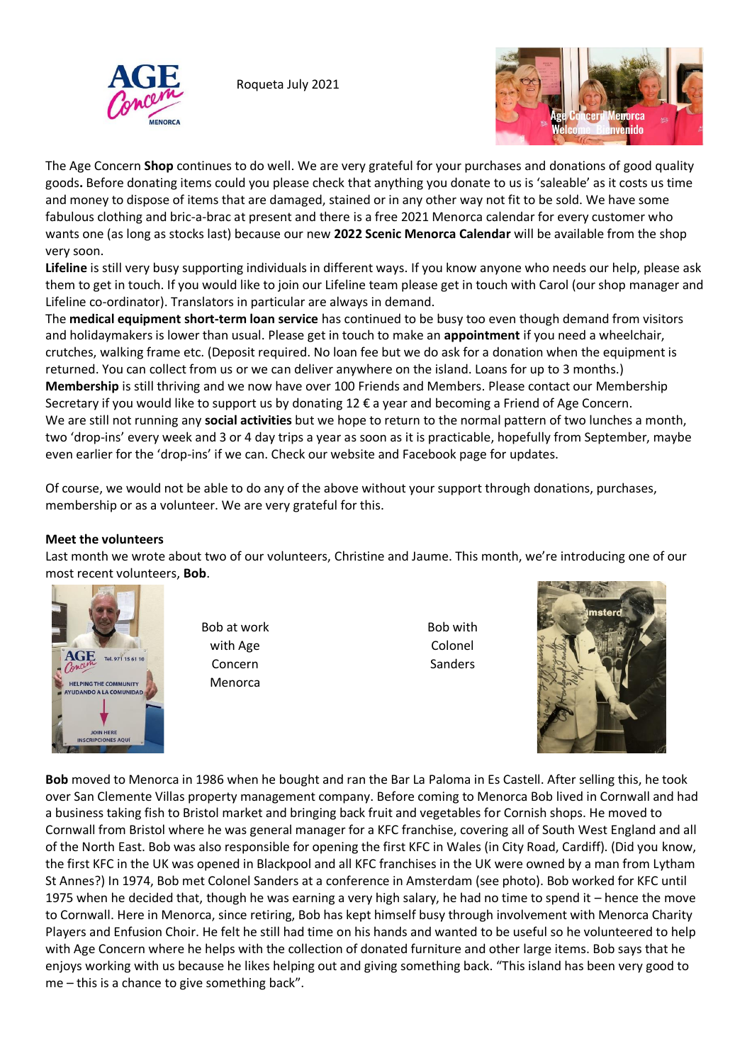Roqueta July 2021

The Age Concern **Shop** continues to do well. We are very grateful for your purchases and donations of good quality goods**.** Before donating items could you please check that anything you donate to us is 'saleable' as it costs us time and money to dispose of items that are damaged, stained or in any other way not fit to be sold. We have some fabulous clothing and bric-a-brac at present and there is a free 2021 Menorca calendar for every customer who wants one (as long as stocks last) because our new **2022 Scenic Menorca Calendar** will be available from the shop very soon.

**Lifeline** is still very busy supporting individuals in different ways. If you know anyone who needs our help, please ask them to get in touch. If you would like to join our Lifeline team please get in touch with Carol (our shop manager and Lifeline co-ordinator). Translators in particular are always in demand.

The **medical equipment short-term loan service** has continued to be busy too even though demand from visitors and holidaymakers is lower than usual. Please get in touch to make an **appointment** if you need a wheelchair, crutches, walking frame etc. (Deposit required. No loan fee but we do ask for a donation when the equipment is returned. You can collect from us or we can deliver anywhere on the island. Loans for up to 3 months.)

**Membership** is still thriving and we now have over 100 Friends and Members. Please contact our Membership Secretary if you would like to support us by donating 12 € a year and becoming a Friend of Age Concern.

We are still not running any **social activities** but we hope to return to the normal pattern of two lunches a month, two 'drop-ins' every week and 3 or 4 day trips a year as soon as it is practicable, hopefully from September, maybe even earlier for the 'drop-ins' if we can. Check our website and Facebook page for updates.

Of course, we would not be able to do any of the above without your support through donations, purchases, membership or as a volunteer. We are very grateful for this.

**Meet the volunteers**

Last month we wrote about two of our volunteers, Christine and Jaume. This month, we're introducing one of our most recent volunteers, **Bob**.

Bob at work with Age Concern Menorca

Bob with Colonel Sanders

**Bob** moved to Menorca in 1986 when he bought and ran the Bar La Paloma in Es Castell. After selling this, he took over San Clemente Villas property management company. Before coming to Menorca Bob lived in Cornwall and had a business taking fish to Bristol market and bringing back fruit and vegetables for Cornish shops. He moved to Cornwall from Bristol where he was general manager for a KFC franchise, covering all of South West England and all of the North East. Bob was also responsible for opening the first KFC in Wales (in City Road, Cardiff). (Did you know, the first KFC in the UK was opened in Blackpool and all KFC franchises in the UK were owned by a man from Lytham St Annes?) In 1974, Bob met Colonel Sanders at a conference in Amsterdam (see photo). Bob worked for KFC until 1975 when he decided that, though he was earning a very high salary, he had no time to spend it – hence the move to Cornwall. Here in Menorca, since retiring, Bob has kept himself busy through involvement with Menorca Charity Players and Enfusion Choir. He felt he still had time on his hands and wanted to be useful so he volunteered to help with Age Concern where he helps with the collection of donated furniture and other large items. Bob says that he enjoys working with us because he likes helping out and giving something back. "This island has been very good to me – this is a chance to give something back".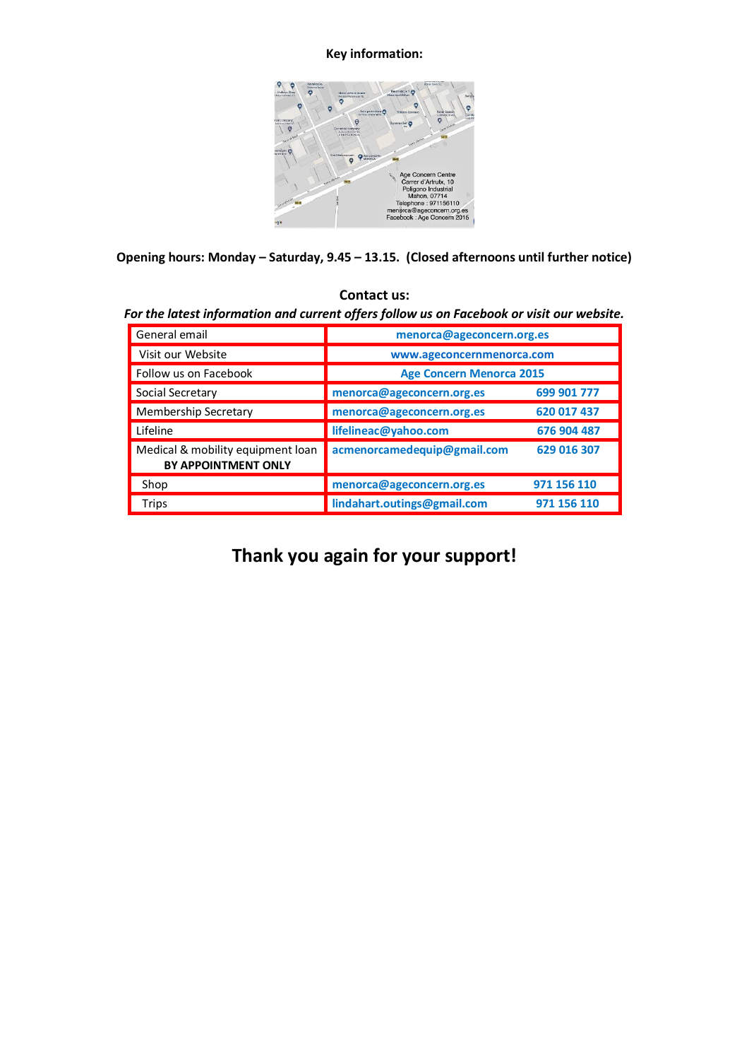**Key information:**

Age Concern Centre
Carrer d'Artrutx, 10
Poligono Industrial
Mahon, 07714
Telephone : 971156110
menorca@ageconcern.org.es
Facebook : Age Concern 2015

**Opening hours: Monday – Saturday, 9.45 – 13.15. (Closed afternoons until further notice)**

**Contact us:**

***For the latest information and current offers follow us on Facebook or visit our website.***

| | | |
|---|---|---|
| General email | **menorca@ageconcern.org.es** | |
| Visit our Website | **www.ageconcernmenorca.com** | |
| Follow us on Facebook | **Age Concern Menorca 2015** | |
| Social Secretary | **menorca@ageconcern.org.es** | **699 901 777** |
| Membership Secretary | **menorca@ageconcern.org.es** | **620 017 437** |
| Lifeline | **lifelineac@yahoo.com** | **676 904 487** |
| Medical & mobility equipment loan **BY APPOINTMENT ONLY** | **acmenorcamedequip@gmail.com** | **629 016 307** |
| Shop | **menorca@ageconcern.org.es** | **971 156 110** |
| Trips | **lindahart.outings@gmail.com** | **971 156 110** |

## Thank you again for your support!